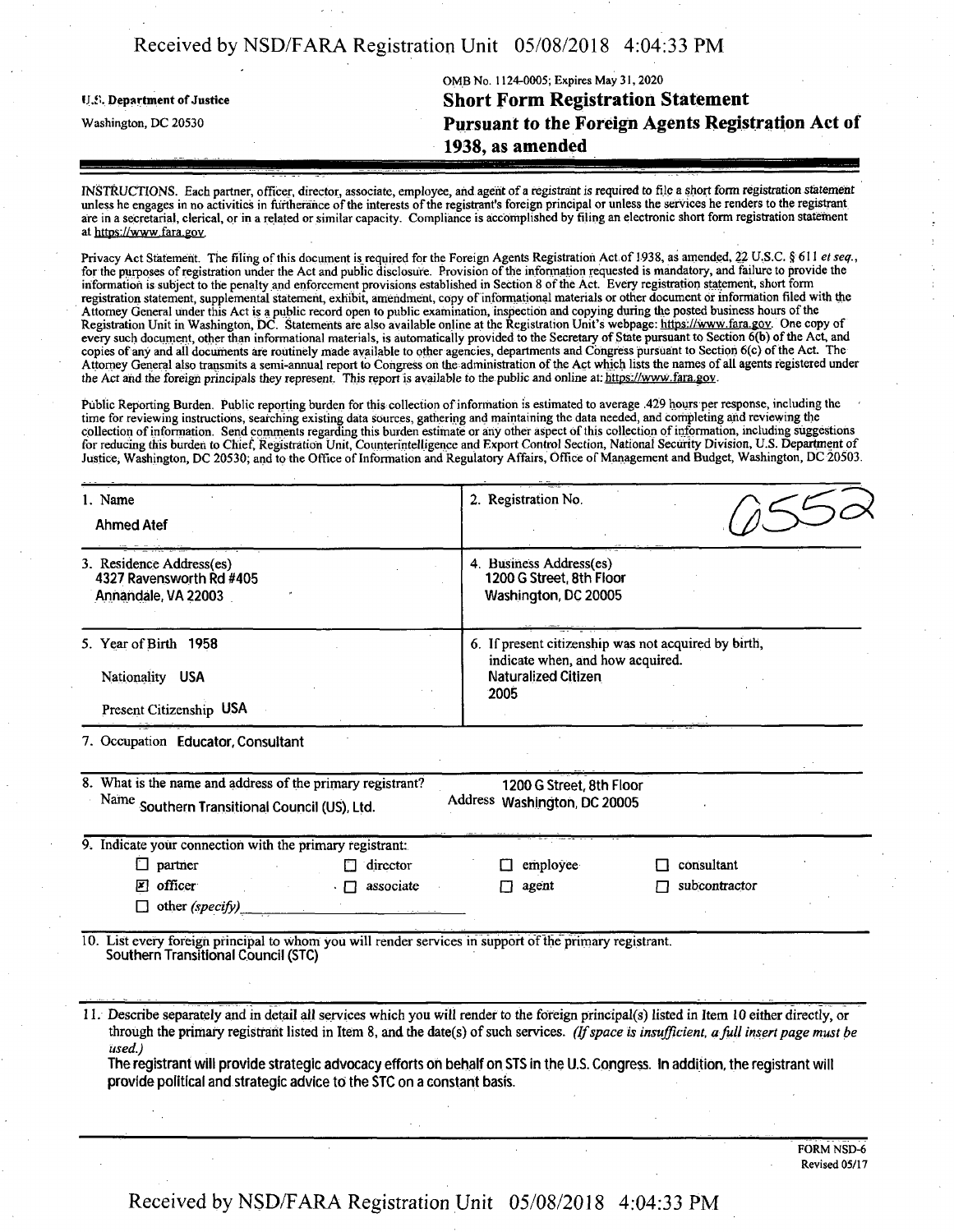U.S. Department of Justice
Washington, DC 20530

OMB No. 1124-0005; Expires May 31, 2020

# Short Form Registration Statement
## Pursuant to the Foreign Agents Registration Act of 1938, as amended

INSTRUCTIONS. Each partner, officer, director, associate, employee, and agent of a registrant is required to file a short form registration statement unless he engages in no activities in furtherance of the interests of the registrant's foreign principal or unless the services he renders to the registrant are in a secretarial, clerical, or in a related or similar capacity. Compliance is accomplished by filing an electronic short form registration statement at https://www.fara.gov.

Privacy Act Statement. The filing of this document is required for the Foreign Agents Registration Act of 1938, as amended, 22 U.S.C. § 611 *et seq.*, for the purposes of registration under the Act and public disclosure. Provision of the information requested is mandatory, and failure to provide the information is subject to the penalty and enforcement provisions established in Section 8 of the Act. Every registration statement, short form registration statement, supplemental statement, exhibit, amendment, copy of informational materials or other document or information filed with the Attorney General under this Act is a public record open to public examination, inspection and copying during the posted business hours of the Registration Unit in Washington, DC. Statements are also available online at the Registration Unit's webpage: https://www.fara.gov. One copy of every such document, other than informational materials, is automatically provided to the Secretary of State pursuant to Section 6(b) of the Act, and copies of any and all documents are routinely made available to other agencies, departments and Congress pursuant to Section 6(c) of the Act. The Attorney General also transmits a semi-annual report to Congress on the administration of the Act which lists the names of all agents registered under the Act and the foreign principals they represent. This report is available to the public and online at: https://www.fara.gov.

Public Reporting Burden. Public reporting burden for this collection of information is estimated to average .429 hours per response, including the time for reviewing instructions, searching existing data sources, gathering and maintaining the data needed, and completing and reviewing the collection of information. Send comments regarding this burden estimate or any other aspect of this collection of information, including suggestions for reducing this burden to Chief, Registration Unit, Counterintelligence and Export Control Section, National Security Division, U.S. Department of Justice, Washington, DC 20530; and to the Office of Information and Regulatory Affairs, Office of Management and Budget, Washington, DC 20503.

| | |
|---|---|
| 1. Name<br>Ahmed Atef | 2. Registration No.<br>6552 |
| 3. Residence Address(es)<br>4327 Ravensworth Rd #405<br>Annandale, VA 22003 | 4. Business Address(es)<br>1200 G Street, 8th Floor<br>Washington, DC 20005 |
| 5. Year of Birth 1958<br>Nationality USA<br>Present Citizenship USA | 6. If present citizenship was not acquired by birth, indicate when, and how acquired.<br>Naturalized Citizen<br>2005 |

7. Occupation Educator, Consultant

8. What is the name and address of the primary registrant?
Name Southern Transitional Council (US), Ltd.
Address 1200 G Street, 8th Floor Washington, DC 20005

9. Indicate your connection with the primary registrant:

- ☐ partner
- ☐ director
- ☐ employee
- ☐ consultant
- ☒ officer
- ☐ associate
- ☐ agent
- ☐ subcontractor
- ☐ other *(specify)*

10. List every foreign principal to whom you will render services in support of the primary registrant.
Southern Transitional Council (STC)

11. Describe separately and in detail all services which you will render to the foreign principal(s) listed in Item 10 either directly, or through the primary registrant listed in Item 8, and the date(s) of such services. *(If space is insufficient, a full insert page must be used.)*
The registrant will provide strategic advocacy efforts on behalf on STS in the U.S. Congress. In addition, the registrant will provide political and strategic advice to the STC on a constant basis.

FORM NSD-6
Revised 05/17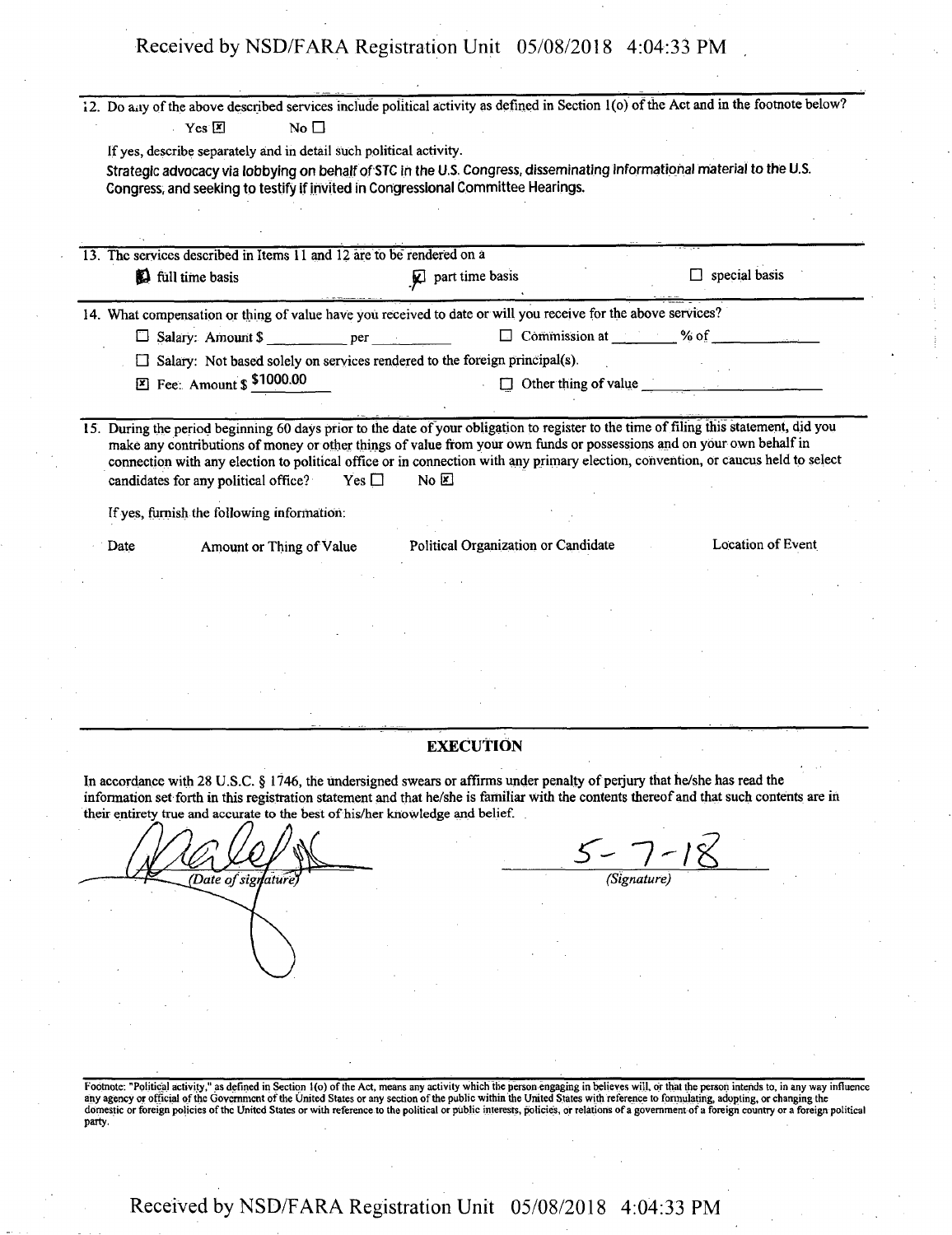12. Do any of the above described services include political activity as defined in Section 1(o) of the Act and in the footnote below?

Yes ☒ No ☐

If yes, describe separately and in detail such political activity.

Strategic advocacy via lobbying on behalf of STC in the U.S. Congress, disseminating informational material to the U.S. Congress, and seeking to testify if invited in Congressional Committee Hearings.

13. The services described in Items 11 and 12 are to be rendered on a

☒ full time basis ☒ part time basis ☐ special basis

14. What compensation or thing of value have you received to date or will you receive for the above services?

☐ Salary: Amount $ ________ per ________ ☐ Commission at ________ % of ________

☐ Salary: Not based solely on services rendered to the foreign principal(s).

☒ Fee: Amount $ $1000.00 ☐ Other thing of value ________

15. During the period beginning 60 days prior to the date of your obligation to register to the time of filing this statement, did you make any contributions of money or other things of value from your own funds or possessions and on your own behalf in connection with any election to political office or in connection with any primary election, convention, or caucus held to select candidates for any political office? Yes ☐ No ☒

If yes, furnish the following information:

| Date | Amount or Thing of Value | Political Organization or Candidate | Location of Event |
|---|---|---|---|

## EXECUTION

In accordance with 28 U.S.C. § 1746, the undersigned swears or affirms under penalty of perjury that he/she has read the information set forth in this registration statement and that he/she is familiar with the contents thereof and that such contents are in their entirety true and accurate to the best of his/her knowledge and belief.

[Signature] (Date of signature) 5-7-18 (Signature)

Footnote: "Political activity," as defined in Section 1(o) of the Act, means any activity which the person engaging in believes will, or that the person intends to, in any way influence any agency or official of the Government of the United States or any section of the public within the United States with reference to formulating, adopting, or changing the domestic or foreign policies of the United States or with reference to the political or public interests, policies, or relations of a government of a foreign country or a foreign political party.